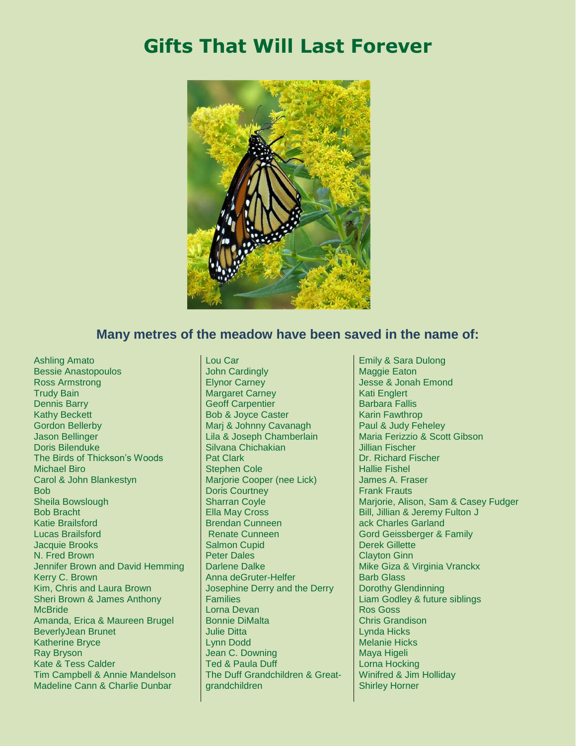# Gifts That Will Last Forever

## Many metres of the meadow have been saved in the name of:

Ashling Amato
Bessie Anastopoulos
Ross Armstrong
Trudy Bain
Dennis Barry
Kathy Beckett
Gordon Bellerby
Jason Bellinger
Doris Bilenduke
The Birds of Thickson's Woods
Michael Biro
Carol & John Blankestyn
Bob
Sheila Bowslough
Bob Bracht
Katie Brailsford
Lucas Brailsford
Jacquie Brooks
N. Fred Brown
Jennifer Brown and David Hemming
Kerry C. Brown
Kim, Chris and Laura Brown
Sheri Brown & James Anthony McBride
Amanda, Erica & Maureen Brugel
BeverlyJean Brunet
Katherine Bryce
Ray Bryson
Kate & Tess Calder
Tim Campbell & Annie Mandelson
Madeline Cann & Charlie Dunbar
Lou Car
John Cardingly
Elynor Carney
Margaret Carney
Geoff Carpentier
Bob & Joyce Caster
Marj & Johnny Cavanagh
Lila & Joseph Chamberlain
Silvana Chichakian
Pat Clark
Stephen Cole
Marjorie Cooper (nee Lick)
Doris Courtney
Sharran Coyle
Ella May Cross
Brendan Cunneen
Renate Cunneen
Salmon Cupid
Peter Dales
Darlene Dalke
Anna deGruter-Helfer
Josephine Derry and the Derry Families
Lorna Devan
Bonnie DiMalta
Julie Ditta
Lynn Dodd
Jean C. Downing
Ted & Paula Duff
The Duff Grandchildren & Great-grandchildren
Emily & Sara Dulong
Maggie Eaton
Jesse & Jonah Emond
Kati Englert
Barbara Fallis
Karin Fawthrop
Paul & Judy Feheley
Maria Ferizzio & Scott Gibson
Jillian Fischer
Dr. Richard Fischer
Hallie Fishel
James A. Fraser
Frank Frauts
Marjorie, Alison, Sam & Casey Fudger
Bill, Jillian & Jeremy Fulton J
ack Charles Garland
Gord Geissberger & Family
Derek Gillette
Clayton Ginn
Mike Giza & Virginia Vranckx
Barb Glass
Dorothy Glendinning
Liam Godley & future siblings
Ros Goss
Chris Grandison
Lynda Hicks
Melanie Hicks
Maya Higeli
Lorna Hocking
Winifred & Jim Holliday
Shirley Horner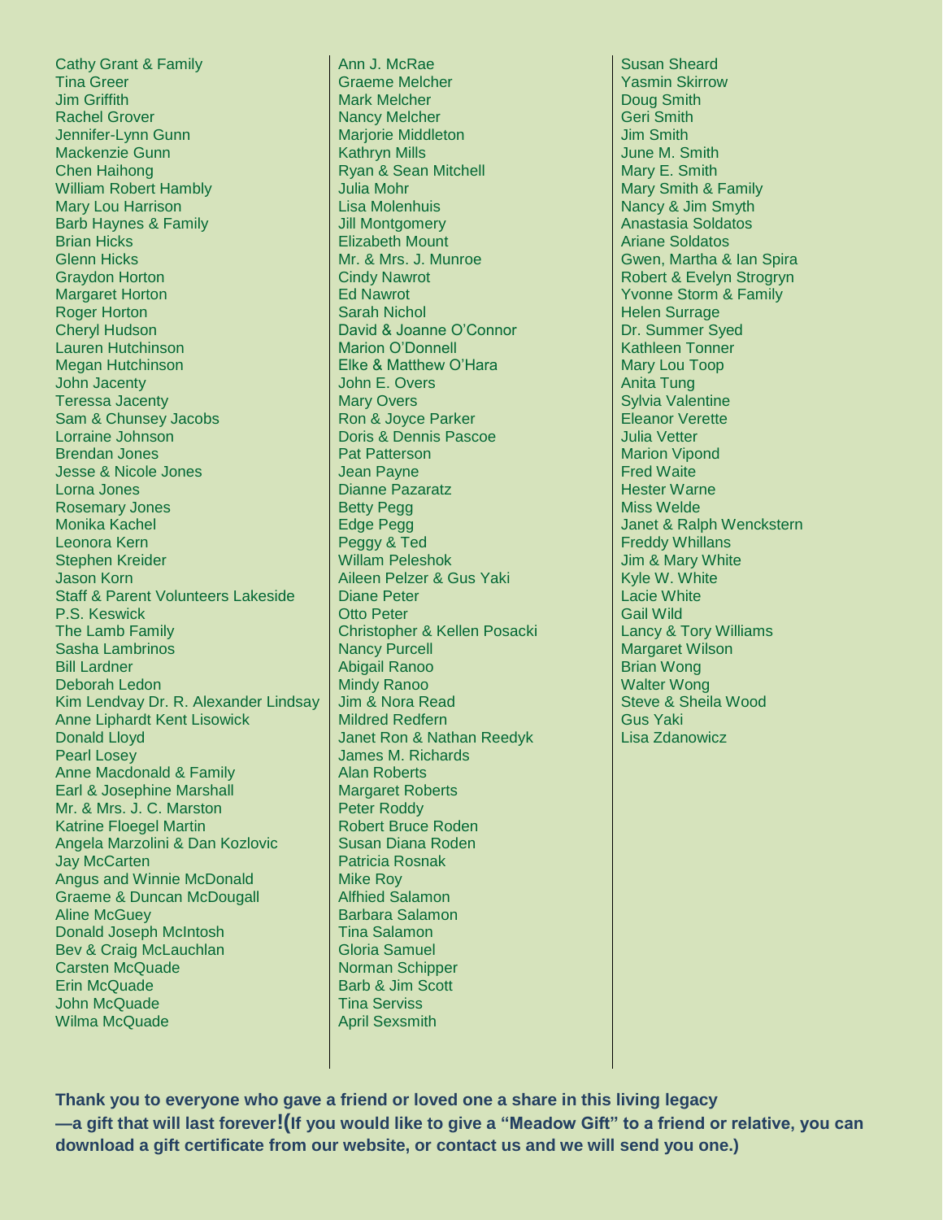Cathy Grant & Family
Tina Greer
Jim Griffith
Rachel Grover
Jennifer-Lynn Gunn
Mackenzie Gunn
Chen Haihong
William Robert Hambly
Mary Lou Harrison
Barb Haynes & Family
Brian Hicks
Glenn Hicks
Graydon Horton
Margaret Horton
Roger Horton
Cheryl Hudson
Lauren Hutchinson
Megan Hutchinson
John Jacenty
Teressa Jacenty
Sam & Chunsey Jacobs
Lorraine Johnson
Brendan Jones
Jesse & Nicole Jones
Lorna Jones
Rosemary Jones
Monika Kachel
Leonora Kern
Stephen Kreider
Jason Korn
Staff & Parent Volunteers Lakeside
P.S. Keswick
The Lamb Family
Sasha Lambrinos
Bill Lardner
Deborah Ledon
Kim Lendvay Dr. R. Alexander Lindsay
Anne Liphardt Kent Lisowick
Donald Lloyd
Pearl Losey
Anne Macdonald & Family
Earl & Josephine Marshall
Mr. & Mrs. J. C. Marston
Katrine Floegel Martin
Angela Marzolini & Dan Kozlovic
Jay McCarten
Angus and Winnie McDonald
Graeme & Duncan McDougall
Aline McGuey
Donald Joseph McIntosh
Bev & Craig McLauchlan
Carsten McQuade
Erin McQuade
John McQuade
Wilma McQuade
Ann J. McRae
Graeme Melcher
Mark Melcher
Nancy Melcher
Marjorie Middleton
Kathryn Mills
Ryan & Sean Mitchell
Julia Mohr
Lisa Molenhuis
Jill Montgomery
Elizabeth Mount
Mr. & Mrs. J. Munroe
Cindy Nawrot
Ed Nawrot
Sarah Nichol
David & Joanne O'Connor
Marion O'Donnell
Elke & Matthew O'Hara
John E. Overs
Mary Overs
Ron & Joyce Parker
Doris & Dennis Pascoe
Pat Patterson
Jean Payne
Dianne Pazaratz
Betty Pegg
Edge Pegg
Peggy & Ted
Willam Peleshok
Aileen Pelzer & Gus Yaki
Diane Peter
Otto Peter
Christopher & Kellen Posacki
Nancy Purcell
Abigail Ranoo
Mindy Ranoo
Jim & Nora Read
Mildred Redfern
Janet Ron & Nathan Reedyk
James M. Richards
Alan Roberts
Margaret Roberts
Peter Roddy
Robert Bruce Roden
Susan Diana Roden
Patricia Rosnak
Mike Roy
Alfhied Salamon
Barbara Salamon
Tina Salamon
Gloria Samuel
Norman Schipper
Barb & Jim Scott
Tina Serviss
April Sexsmith
Susan Sheard
Yasmin Skirrow
Doug Smith
Geri Smith
Jim Smith
June M. Smith
Mary E. Smith
Mary Smith & Family
Nancy & Jim Smyth
Anastasia Soldatos
Ariane Soldatos
Gwen, Martha & Ian Spira
Robert & Evelyn Strogryn
Yvonne Storm & Family
Helen Surrage
Dr. Summer Syed
Kathleen Tonner
Mary Lou Toop
Anita Tung
Sylvia Valentine
Eleanor Verette
Julia Vetter
Marion Vipond
Fred Waite
Hester Warne
Miss Welde
Janet & Ralph Wenckstern
Freddy Whillans
Jim & Mary White
Kyle W. White
Lacie White
Gail Wild
Lancy & Tory Williams
Margaret Wilson
Brian Wong
Walter Wong
Steve & Sheila Wood
Gus Yaki
Lisa Zdanowicz

**Thank you to everyone who gave a friend or loved one a share in this living legacy —a gift that will last forever!(If you would like to give a "Meadow Gift" to a friend or relative, you can download a gift certificate from our website, or contact us and we will send you one.)**